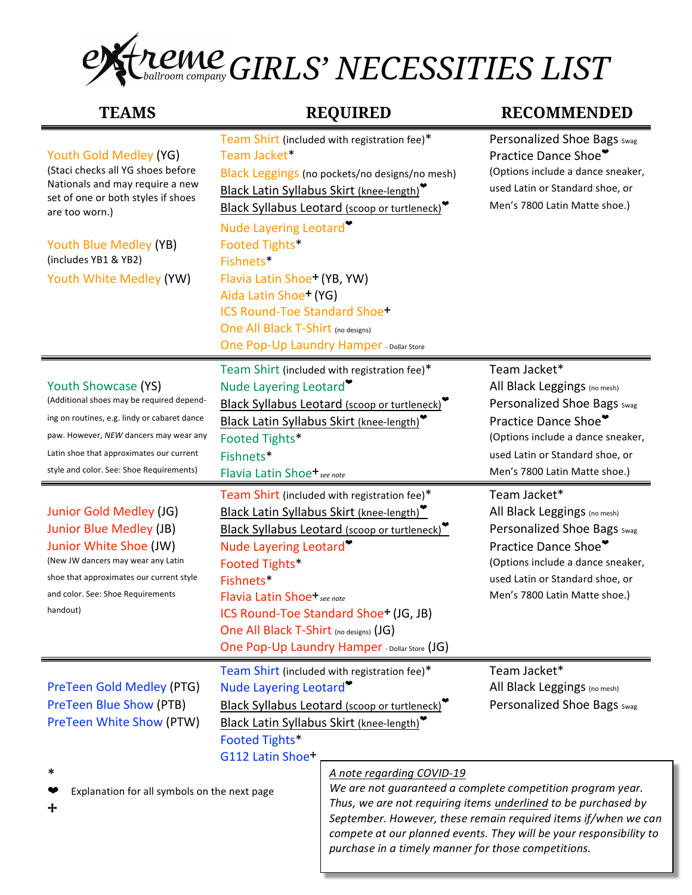# extreme ballroom company GIRLS' NECESSITIES LIST

| TEAMS | REQUIRED | RECOMMENDED |
|---|---|---|
| Youth Gold Medley (YG)<br>(Staci checks all YG shoes before Nationals and may require a new set of one or both styles if shoes are too worn.)<br><br>Youth Blue Medley (YB)<br>(includes YB1 & YB2)<br>Youth White Medley (YW) | Team Shirt (included with registration fee)*<br>Team Jacket*<br>Black Leggings (no pockets/no designs/no mesh)<br><u>Black Latin Syllabus Skirt (knee-length)</u>❤<br><u>Black Syllabus Leotard (scoop or turtleneck)</u>❤<br>Nude Layering Leotard❤<br>Footed Tights*<br>Fishnets*<br>Flavia Latin Shoe+ (YB, YW)<br>Aida Latin Shoe+ (YG)<br>ICS Round-Toe Standard Shoe+<br>One All Black T-Shirt (no designs)<br>One Pop-Up Laundry Hamper - Dollar Store | Personalized Shoe Bags Swag<br>Practice Dance Shoe❤<br>(Options include a dance sneaker, used Latin or Standard shoe, or Men's 7800 Latin Matte shoe.) |
| Youth Showcase (YS)<br>(Additional shoes may be required depending on routines, e.g. lindy or cabaret dance paw. However, *NEW* dancers may wear any Latin shoe that approximates our current style and color. See: Shoe Requirements) | Team Shirt (included with registration fee)*<br>Nude Layering Leotard❤<br><u>Black Syllabus Leotard (scoop or turtleneck)</u>❤<br><u>Black Latin Syllabus Skirt (knee-length)</u>❤<br>Footed Tights*<br>Fishnets*<br>Flavia Latin Shoe+ *see note* | Team Jacket*<br>All Black Leggings (no mesh)<br>Personalized Shoe Bags Swag<br>Practice Dance Shoe❤<br>(Options include a dance sneaker, used Latin or Standard shoe, or Men's 7800 Latin Matte shoe.) |
| Junior Gold Medley (JG)<br>Junior Blue Medley (JB)<br>Junior White Shoe (JW)<br>(New JW dancers may wear any Latin shoe that approximates our current style and color. See: Shoe Requirements handout) | Team Shirt (included with registration fee)*<br><u>Black Latin Syllabus Skirt (knee-length)</u>❤<br><u>Black Syllabus Leotard (scoop or turtleneck)</u>❤<br>Nude Layering Leotard❤<br>Footed Tights*<br>Fishnets*<br>Flavia Latin Shoe+ *see note*<br>ICS Round-Toe Standard Shoe+ (JG, JB)<br>One All Black T-Shirt (no designs) (JG)<br>One Pop-Up Laundry Hamper - Dollar Store (JG) | Team Jacket*<br>All Black Leggings (no mesh)<br>Personalized Shoe Bags Swag<br>Practice Dance Shoe❤<br>(Options include a dance sneaker, used Latin or Standard shoe, or Men's 7800 Latin Matte shoe.) |
| PreTeen Gold Medley (PTG)<br>PreTeen Blue Show (PTB)<br>PreTeen White Show (PTW) | Team Shirt (included with registration fee)*<br>Nude Layering Leotard❤<br><u>Black Syllabus Leotard (scoop or turtleneck)</u>❤<br><u>Black Latin Syllabus Skirt (knee-length)</u>❤<br>Footed Tights*<br>G112 Latin Shoe+ | Team Jacket*<br>All Black Leggings (no mesh)<br>Personalized Shoe Bags Swag |

\*
❤ Explanation for all symbols on the next page
+

*<u>A note regarding COVID-19</u>*

*We are not guaranteed a complete competition program year. Thus, we are not requiring items <u>underlined</u> to be purchased by September. However, these remain required items if/when we can compete at our planned events. They will be your responsibility to purchase in a timely manner for those competitions.*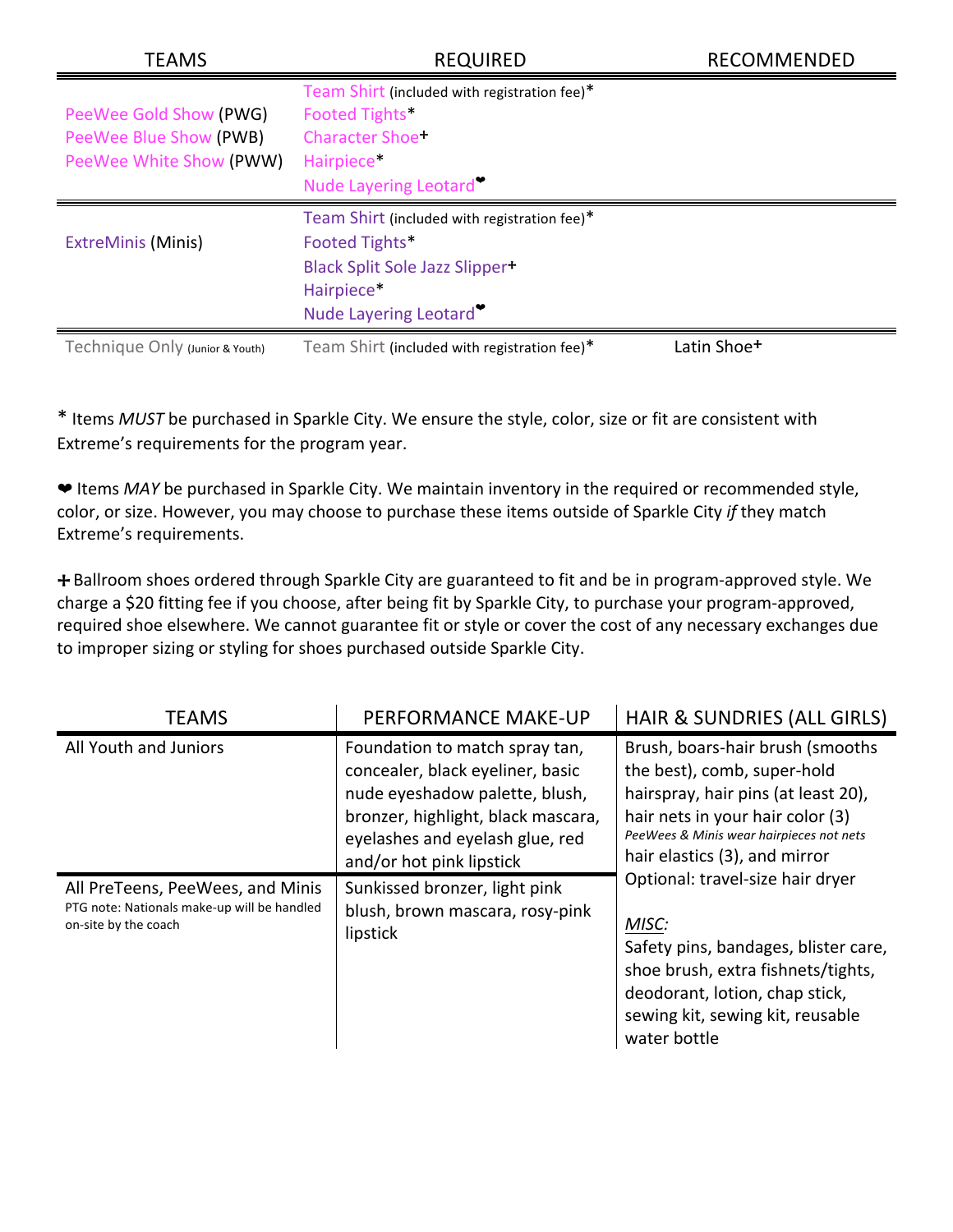| TEAMS | REQUIRED | RECOMMENDED |
| --- | --- | --- |
| PeeWee Gold Show (PWG)<br>PeeWee Blue Show (PWB)<br>PeeWee White Show (PWW) | Team Shirt (included with registration fee)*<br>Footed Tights*<br>Character Shoe+<br>Hairpiece*<br>Nude Layering Leotard❤ | |
| ExtreMinis (Minis) | Team Shirt (included with registration fee)*<br>Footed Tights*<br>Black Split Sole Jazz Slipper+<br>Hairpiece*<br>Nude Layering Leotard❤ | |
| Technique Only (Junior & Youth) | Team Shirt (included with registration fee)* | Latin Shoe+ |

\* Items *MUST* be purchased in Sparkle City. We ensure the style, color, size or fit are consistent with Extreme's requirements for the program year.

❤ Items *MAY* be purchased in Sparkle City. We maintain inventory in the required or recommended style, color, or size. However, you may choose to purchase these items outside of Sparkle City *if* they match Extreme's requirements.

+ Ballroom shoes ordered through Sparkle City are guaranteed to fit and be in program-approved style. We charge a $20 fitting fee if you choose, after being fit by Sparkle City, to purchase your program-approved, required shoe elsewhere. We cannot guarantee fit or style or cover the cost of any necessary exchanges due to improper sizing or styling for shoes purchased outside Sparkle City.

| TEAMS | PERFORMANCE MAKE-UP | HAIR & SUNDRIES (ALL GIRLS) |
| --- | --- | --- |
| All Youth and Juniors | Foundation to match spray tan, concealer, black eyeliner, basic nude eyeshadow palette, blush, bronzer, highlight, black mascara, eyelashes and eyelash glue, red and/or hot pink lipstick | Brush, boars-hair brush (smooths the best), comb, super-hold hairspray, hair pins (at least 20), hair nets in your hair color (3)<br>*PeeWees & Minis wear hairpieces not nets*<br>hair elastics (3), and mirror<br>Optional: travel-size hair dryer<br><br>*MISC:*<br>Safety pins, bandages, blister care, shoe brush, extra fishnets/tights, deodorant, lotion, chap stick, sewing kit, sewing kit, reusable water bottle |
| All PreTeens, PeeWees, and Minis<br>PTG note: Nationals make-up will be handled on-site by the coach | Sunkissed bronzer, light pink blush, brown mascara, rosy-pink lipstick | |